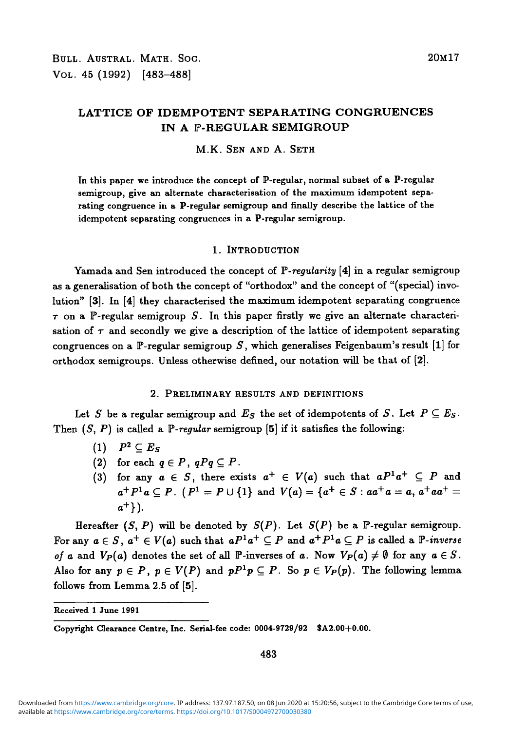# LATTICE OF IDEMPOTENT SEPARATING CONGRUENCES IN A $\mathbb{P}$-REGULAR SEMIGROUP

M.K. SEN AND A. SETH

In this paper we introduce the concept of $\mathbb{P}$-regular, normal subset of a $\mathbb{P}$-regular semigroup, give an alternate characterisation of the maximum idempotent separating congruence in a $\mathbb{P}$-regular semigroup and finally describe the lattice of the idempotent separating congruences in a $\mathbb{P}$-regular semigroup.

## 1. INTRODUCTION

Yamada and Sen introduced the concept of $\mathbb{P}$-*regularity* [4] in a regular semigroup as a generalisation of both the concept of "orthodox" and the concept of "(special) involution" [3]. In [4] they characterised the maximum idempotent separating congruence $\tau$ on a $\mathbb{P}$-regular semigroup $S$. In this paper firstly we give an alternate characterisation of $\tau$ and secondly we give a description of the lattice of idempotent separating congruences on a $\mathbb{P}$-regular semigroup $S$, which generalises Feigenbaum's result [1] for orthodox semigroups. Unless otherwise defined, our notation will be that of [2].

## 2. PRELIMINARY RESULTS AND DEFINITIONS

Let $S$ be a regular semigroup and $E_S$ the set of idempotents of $S$. Let $P \subseteq E_S$. Then $(S, P)$ is called a $\mathbb{P}$-*regular* semigroup [5] if it satisfies the following:

(1) $P^2 \subseteq E_S$

(2) for each $q \in P$, $qPq \subseteq P$.

(3) for any $a \in S$, there exists $a^+ \in V(a)$ such that $aP^1a^+ \subseteq P$ and $a^+P^1a \subseteq P$. ($P^1 = P \cup \{1\}$ and $V(a) = \{a^+ \in S : aa^+a = a,\ a^+aa^+ = a^+\}$).

Hereafter $(S, P)$ will be denoted by $S(P)$. Let $S(P)$ be a $\mathbb{P}$-regular semigroup. For any $a \in S$, $a^+ \in V(a)$ such that $aP^1a^+ \subseteq P$ and $a^+P^1a \subseteq P$ is called a $\mathbb{P}$-*inverse of* $a$ and $V_P(a)$ denotes the set of all $\mathbb{P}$-inverses of $a$. Now $V_P(a) \neq \emptyset$ for any $a \in S$. Also for any $p \in P$, $p \in V(P)$ and $pP^1p \subseteq P$. So $p \in V_P(p)$. The following lemma follows from Lemma 2.5 of [5].

Received 1 June 1991

Copyright Clearance Centre, Inc. Serial-fee code: 0004-9729/92 $A2.00+0.00.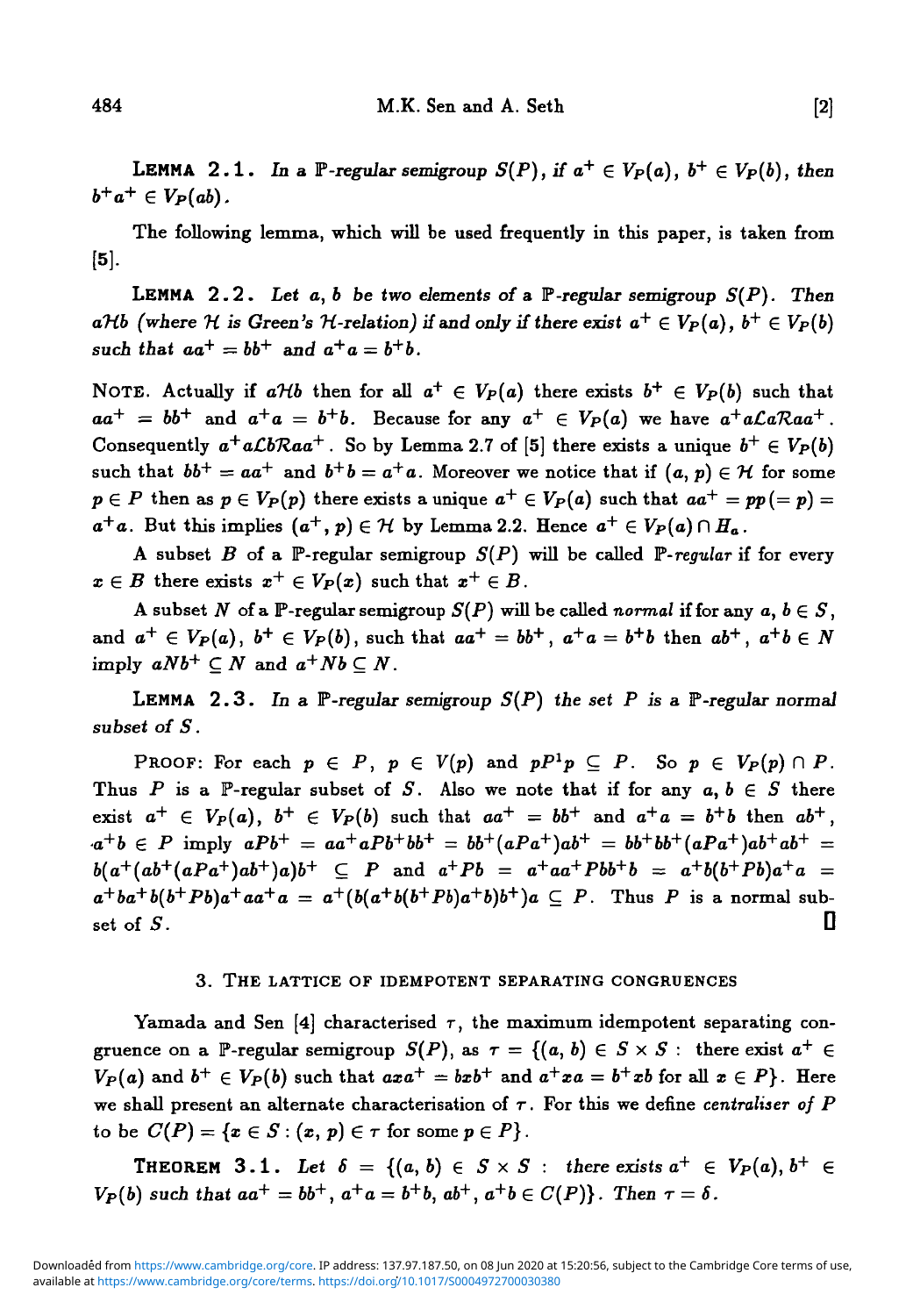**LEMMA 2.1.** *In a $\mathbb{P}$-regular semigroup $S(P)$, if $a^+ \in V_P(a)$, $b^+ \in V_P(b)$, then $b^+a^+ \in V_P(ab)$.*

The following lemma, which will be used frequently in this paper, is taken from [5].

**LEMMA 2.2.** *Let $a, b$ be two elements of a $\mathbb{P}$-regular semigroup $S(P)$. Then $a\mathcal{H}b$ (where $\mathcal{H}$ is Green's $\mathcal{H}$-relation) if and only if there exist $a^+ \in V_P(a)$, $b^+ \in V_P(b)$ such that $aa^+ = bb^+$ and $a^+a = b^+b$.*

NOTE. Actually if $a\mathcal{H}b$ then for all $a^+ \in V_P(a)$ there exists $b^+ \in V_P(b)$ such that $aa^+ = bb^+$ and $a^+a = b^+b$. Because for any $a^+ \in V_P(a)$ we have $a^+a\mathcal{L}a\mathcal{R}aa^+$. Consequently $a^+a\mathcal{L}b\mathcal{R}aa^+$. So by Lemma 2.7 of [5] there exists a unique $b^+ \in V_P(b)$ such that $bb^+ = aa^+$ and $b^+b = a^+a$. Moreover we notice that if $(a, p) \in \mathcal{H}$ for some $p \in P$ then as $p \in V_P(p)$ there exists a unique $a^+ \in V_P(a)$ such that $aa^+ = pp(= p) = a^+a$. But this implies $(a^+, p) \in \mathcal{H}$ by Lemma 2.2. Hence $a^+ \in V_P(a) \cap H_a$.

A subset $B$ of a $\mathbb{P}$-regular semigroup $S(P)$ will be called *$\mathbb{P}$-regular* if for every $x \in B$ there exists $x^+ \in V_P(x)$ such that $x^+ \in B$.

A subset $N$ of a $\mathbb{P}$-regular semigroup $S(P)$ will be called *normal* if for any $a, b \in S$, and $a^+ \in V_P(a)$, $b^+ \in V_P(b)$, such that $aa^+ = bb^+$, $a^+a = b^+b$ then $ab^+$, $a^+b \in N$ imply $aNb^+ \subseteq N$ and $a^+Nb \subseteq N$.

**LEMMA 2.3.** *In a $\mathbb{P}$-regular semigroup $S(P)$ the set $P$ is a $\mathbb{P}$-regular normal subset of $S$.*

PROOF: For each $p \in P$, $p \in V(p)$ and $pP^1p \subseteq P$. So $p \in V_P(p) \cap P$. Thus $P$ is a $\mathbb{P}$-regular subset of $S$. Also we note that if for any $a, b \in S$ there exist $a^+ \in V_P(a)$, $b^+ \in V_P(b)$ such that $aa^+ = bb^+$ and $a^+a = b^+b$ then $ab^+$, $a^+b \in P$ imply $aPb^+ = aa^+aPb^+bb^+ = bb^+(aPa^+)ab^+ = bb^+bb^+(aPa^+)ab^+ab^+ = b(a^+(ab^+(aPa^+)ab^+)a)b^+ \subseteq P$ and $a^+Pb = a^+aa^+Pbb^+b = a^+b(b^+Pb)a^+a = a^+ba^+b(b^+Pb)a^+aa^+a = a^+(b(a^+b(b^+Pb)a^+b)b^+)a \subseteq P$. Thus $P$ is a normal subset of $S$. ∎

## 3. THE LATTICE OF IDEMPOTENT SEPARATING CONGRUENCES

Yamada and Sen [4] characterised $\tau$, the maximum idempotent separating congruence on a $\mathbb{P}$-regular semigroup $S(P)$, as $\tau = \{(a, b) \in S \times S :$ there exist $a^+ \in V_P(a)$ and $b^+ \in V_P(b)$ such that $axa^+ = bxb^+$ and $a^+xa = b^+xb$ for all $x \in P\}$. Here we shall present an alternate characterisation of $\tau$. For this we define *centraliser of $P$* to be $C(P) = \{x \in S : (x, p) \in \tau$ for some $p \in P\}$.

**THEOREM 3.1.** *Let $\delta = \{(a, b) \in S \times S :$ there exists $a^+ \in V_P(a)$, $b^+ \in V_P(b)$ such that $aa^+ = bb^+$, $a^+a = b^+b$, $ab^+$, $a^+b \in C(P)\}$. Then $\tau = \delta$.*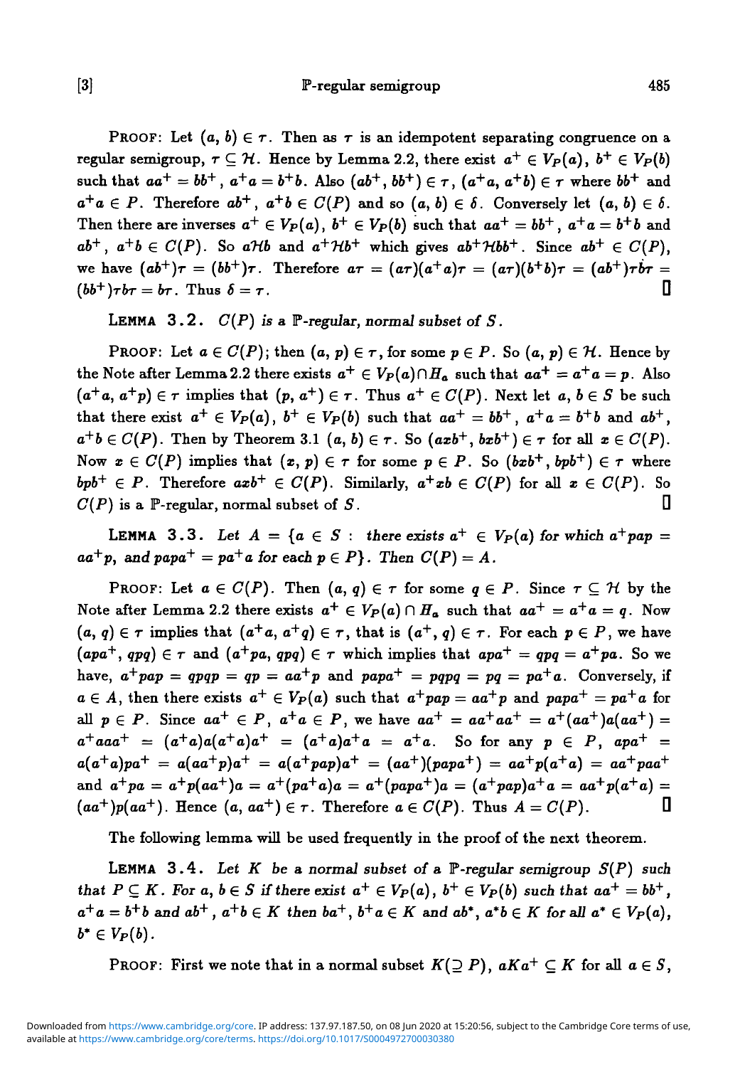**Proof**: Let $(a, b) \in \tau$. Then as $\tau$ is an idempotent separating congruence on a regular semigroup, $\tau \subseteq \mathcal{H}$. Hence by Lemma 2.2, there exist $a^+ \in V_P(a)$, $b^+ \in V_P(b)$ such that $aa^+ = bb^+$, $a^+a = b^+b$. Also $(ab^+, bb^+) \in \tau$, $(a^+a, a^+b) \in \tau$ where $bb^+$ and $a^+a \in P$. Therefore $ab^+$, $a^+b \in C(P)$ and so $(a, b) \in \delta$. Conversely let $(a, b) \in \delta$. Then there are inverses $a^+ \in V_P(a)$, $b^+ \in V_P(b)$ such that $aa^+ = bb^+$, $a^+a = b^+b$ and $ab^+$, $a^+b \in C(P)$. So $a\mathcal{H}b$ and $a^+\mathcal{H}b^+$ which gives $ab^+\mathcal{H}bb^+$. Since $ab^+ \in C(P)$, we have $(ab^+)\tau = (bb^+)\tau$. Therefore $a\tau = (a\tau)(a^+a)\tau = (a\tau)(b^+b)\tau = (ab^+)\tau b\tau = (bb^+)\tau b\tau = b\tau$. Thus $\delta = \tau$. ∎

**Lemma 3.2.** *$C(P)$ is a $\mathbb{P}$-regular, normal subset of $S$.*

**Proof**: Let $a \in C(P)$; then $(a, p) \in \tau$, for some $p \in P$. So $(a, p) \in \mathcal{H}$. Hence by the Note after Lemma 2.2 there exists $a^+ \in V_P(a) \cap H_a$ such that $aa^+ = a^+a = p$. Also $(a^+a, a^+p) \in \tau$ implies that $(p, a^+) \in \tau$. Thus $a^+ \in C(P)$. Next let $a, b \in S$ be such that there exist $a^+ \in V_P(a)$, $b^+ \in V_P(b)$ such that $aa^+ = bb^+$, $a^+a = b^+b$ and $ab^+$, $a^+b \in C(P)$. Then by Theorem 3.1 $(a, b) \in \tau$. So $(axb^+, bxb^+) \in \tau$ for all $x \in C(P)$. Now $x \in C(P)$ implies that $(x, p) \in \tau$ for some $p \in P$. So $(bxb^+, bpb^+) \in \tau$ where $bpb^+ \in P$. Therefore $axb^+ \in C(P)$. Similarly, $a^+xb \in C(P)$ for all $x \in C(P)$. So $C(P)$ is a $\mathbb{P}$-regular, normal subset of $S$. ∎

**Lemma 3.3.** *Let $A = \{a \in S :$ there exists $a^+ \in V_P(a)$ for which $a^+pap = aa^+p$, and $papa^+ = pa^+a$ for each $p \in P\}$. Then $C(P) = A$.*

**Proof**: Let $a \in C(P)$. Then $(a, q) \in \tau$ for some $q \in P$. Since $\tau \subseteq \mathcal{H}$ by the Note after Lemma 2.2 there exists $a^+ \in V_P(a) \cap H_a$ such that $aa^+ = a^+a = q$. Now $(a, q) \in \tau$ implies that $(a^+a, a^+q) \in \tau$, that is $(a^+, q) \in \tau$. For each $p \in P$, we have $(apa^+, qpq) \in \tau$ and $(a^+pa, qpq) \in \tau$ which implies that $apa^+ = qpq = a^+pa$. So we have, $a^+pap = qpqp = qp = aa^+p$ and $papa^+ = pqpq = pq = pa^+a$. Conversely, if $a \in A$, then there exists $a^+ \in V_P(a)$ such that $a^+pap = aa^+p$ and $papa^+ = pa^+a$ for all $p \in P$. Since $aa^+ \in P$, $a^+a \in P$, we have $aa^+ = aa^+aa^+ = a^+(aa^+)a(aa^+) = a^+aaa^+ = (a^+a)a(a^+a)a^+ = (a^+a)a^+a = a^+a$. So for any $p \in P$, $apa^+ = a(a^+a)pa^+ = a(aa^+p)a^+ = a(a^+pap)a^+ = (aa^+)(papa^+) = aa^+p(a^+a) = aa^+paa^+$ and $a^+pa = a^+p(aa^+)a = a^+(pa^+a)a = a^+(papa^+)a = (a^+pap)a^+a = aa^+p(a^+a) = (aa^+)p(aa^+)$. Hence $(a, aa^+) \in \tau$. Therefore $a \in C(P)$. Thus $A = C(P)$. ∎

The following lemma will be used frequently in the proof of the next theorem.

**Lemma 3.4.** *Let $K$ be a normal subset of a $\mathbb{P}$-regular semigroup $S(P)$ such that $P \subseteq K$. For $a, b \in S$ if there exist $a^+ \in V_P(a)$, $b^+ \in V_P(b)$ such that $aa^+ = bb^+$, $a^+a = b^+b$ and $ab^+$, $a^+b \in K$ then $ba^+$, $b^+a \in K$ and $ab^*$, $a^*b \in K$ for all $a^* \in V_P(a)$, $b^* \in V_P(b)$.*

**Proof**: First we note that in a normal subset $K(\supseteq P)$, $aKa^+ \subseteq K$ for all $a \in S$,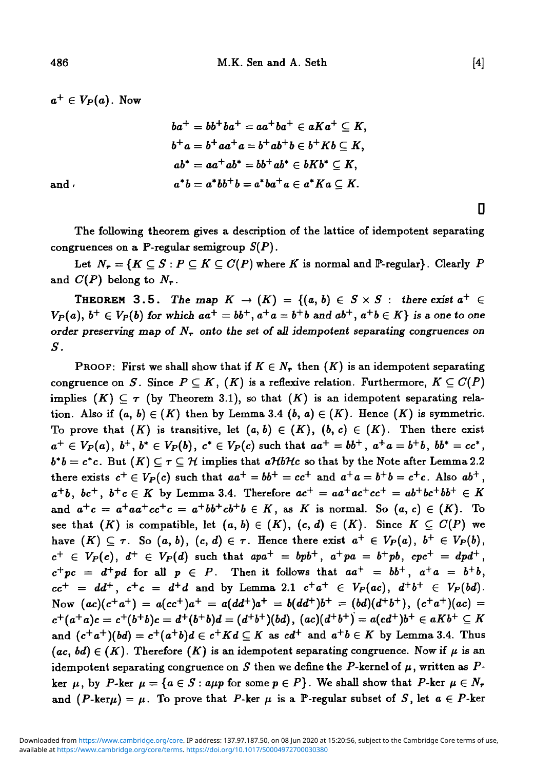$a^+ \in V_P(a)$. Now

$$ba^+ = bb^+ba^+ = aa^+ba^+ \in aKa^+ \subseteq K,$$

$$b^+a = b^+aa^+a = b^+ab^+b \in b^+Kb \subseteq K,$$

$$ab^* = aa^+ab^* = bb^+ab^* \in bKb^* \subseteq K,$$

and

$$a^*b = a^*bb^+b = a^*ba^+a \in a^*Ka \subseteq K.$$

□

The following theorem gives a description of the lattice of idempotent separating congruences on a $\mathbb{P}$-regular semigroup $S(P)$.

Let $N_r = \{K \subseteq S : P \subseteq K \subseteq C(P)$ where $K$ is normal and $\mathbb{P}$-regular$\}$. Clearly $P$ and $C(P)$ belong to $N_r$.

**Theorem 3.5.** *The map $K \to (K) = \{(a, b) \in S \times S :$ there exist $a^+ \in V_P(a)$, $b^+ \in V_P(b)$ for which $aa^+ = bb^+$, $a^+a = b^+b$ and $ab^+, a^+b \in K\}$ is a one to one order preserving map of $N_r$ onto the set of all idempotent separating congruences on $S$.*

Proof: First we shall show that if $K \in N_r$ then $(K)$ is an idempotent separating congruence on $S$. Since $P \subseteq K$, $(K)$ is a reflexive relation. Furthermore, $K \subseteq C(P)$ implies $(K) \subseteq \tau$ (by Theorem 3.1), so that $(K)$ is an idempotent separating relation. Also if $(a, b) \in (K)$ then by Lemma 3.4 $(b, a) \in (K)$. Hence $(K)$ is symmetric. To prove that $(K)$ is transitive, let $(a, b) \in (K)$, $(b, c) \in (K)$. Then there exist $a^+ \in V_P(a)$, $b^+, b^* \in V_P(b)$, $c^* \in V_P(c)$ such that $aa^+ = bb^+$, $a^+a = b^+b$, $bb^* = cc^*$, $b^*b = c^*c$. But $(K) \subseteq \tau \subseteq \mathcal{H}$ implies that $a\mathcal{H}b\mathcal{H}c$ so that by the Note after Lemma 2.2 there exists $c^+ \in V_P(c)$ such that $aa^+ = bb^+ = cc^+$ and $a^+a = b^+b = c^+c$. Also $ab^+$, $a^+b$, $bc^+$, $b^+c \in K$ by Lemma 3.4. Therefore $ac^+ = aa^+ac^+cc^+ = ab^+bc^+bb^+ \in K$ and $a^+c = a^+aa^+cc^+c = a^+bb^+cb^+b \in K$, as $K$ is normal. So $(a, c) \in (K)$. To see that $(K)$ is compatible, let $(a, b) \in (K)$, $(c, d) \in (K)$. Since $K \subseteq C(P)$ we have $(K) \subseteq \tau$. So $(a, b)$, $(c, d) \in \tau$. Hence there exist $a^+ \in V_P(a)$, $b^+ \in V_P(b)$, $c^+ \in V_P(c)$, $d^+ \in V_P(d)$ such that $apa^+ = bpb^+$, $a^+pa = b^+pb$, $cpc^+ = dpd^+$, $c^+pc = d^+pd$ for all $p \in P$. Then it follows that $aa^+ = bb^+$, $a^+a = b^+b$, $cc^+ = dd^+$, $c^+c = d^+d$ and by Lemma 2.1 $c^+a^+ \in V_P(ac)$, $d^+b^+ \in V_P(bd)$. Now $(ac)(c^+a^+) = a(cc^+)a^+ = a(dd^+)a^+ = b(dd^+)b^+ = (bd)(d^+b^+)$, $(c^+a^+)(ac) = c^+(a^+a)c = c^+(b^+b)c = d^+(b^+b)d = (d^+b^+)(bd)$, $(ac)(d^+b^+) = a(cd^+)b^+ \in aKb^+ \subseteq K$ and $(c^+a^+)(bd) = c^+(a^+b)d \in c^+Kd \subseteq K$ as $cd^+$ and $a^+b \in K$ by Lemma 3.4. Thus $(ac, bd) \in (K)$. Therefore $(K)$ is an idempotent separating congruence. Now if $\mu$ is an idempotent separating congruence on $S$ then we define the $P$-kernel of $\mu$, written as $P$-ker $\mu$, by $P$-ker $\mu = \{a \in S : a\mu p$ for some $p \in P\}$. We shall show that $P$-ker $\mu \in N_r$ and $(P\text{-ker}\mu) = \mu$. To prove that $P$-ker $\mu$ is a $\mathbb{P}$-regular subset of $S$, let $a \in P$-ker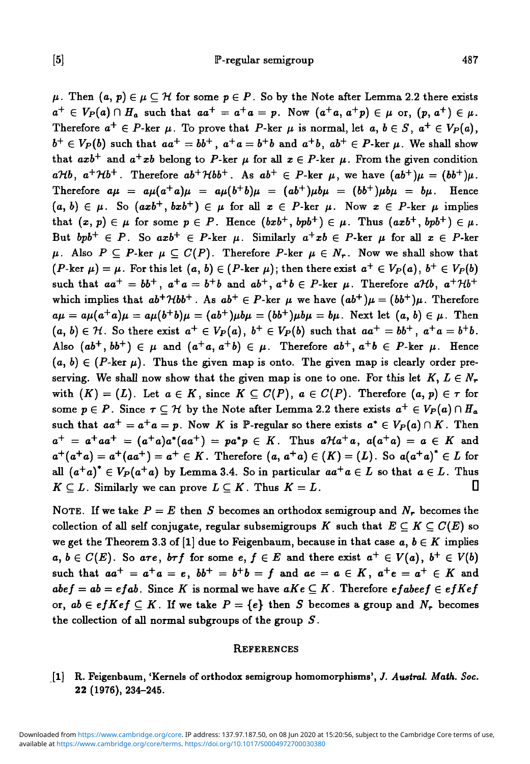$\mu$. Then $(a, p) \in \mu \subseteq \mathcal{H}$ for some $p \in P$. So by the Note after Lemma 2.2 there exists $a^+ \in V_P(a) \cap H_a$ such that $aa^+ = a^+a = p$. Now $(a^+a, a^+p) \in \mu$ or, $(p, a^+) \in \mu$. Therefore $a^+ \in P$-ker $\mu$. To prove that $P$-ker $\mu$ is normal, let $a, b \in S$, $a^+ \in V_P(a)$, $b^+ \in V_P(b)$ such that $aa^+ = bb^+$, $a^+a = b^+b$ and $a^+b$, $ab^+ \in P$-ker $\mu$. We shall show that $axb^+$ and $a^+xb$ belong to $P$-ker $\mu$ for all $x \in P$-ker $\mu$. From the given condition $a\mathcal{H}b$, $a^+\mathcal{H}b^+$. Therefore $ab^+\mathcal{H}bb^+$. As $ab^+ \in P$-ker $\mu$, we have $(ab^+)\mu = (bb^+)\mu$. Therefore $a\mu = a\mu(a^+a)\mu = a\mu(b^+b)\mu = (ab^+)\mu b\mu = (bb^+)\mu b\mu = b\mu$. Hence $(a, b) \in \mu$. So $(axb^+, bxb^+) \in \mu$ for all $x \in P$-ker $\mu$. Now $x \in P$-ker $\mu$ implies that $(x, p) \in \mu$ for some $p \in P$. Hence $(bxb^+, bpb^+) \in \mu$. Thus $(axb^+, bpb^+) \in \mu$. But $bpb^+ \in P$. So $axb^+ \in P$-ker $\mu$. Similarly $a^+xb \in P$-ker $\mu$ for all $x \in P$-ker $\mu$. Also $P \subseteq P$-ker $\mu \subseteq C(P)$. Therefore $P$-ker $\mu \in N_r$. Now we shall show that $(P\text{-ker } \mu) = \mu$. For this let $(a, b) \in (P\text{-ker } \mu)$; then there exist $a^+ \in V_P(a)$, $b^+ \in V_P(b)$ such that $aa^+ = bb^+$, $a^+a = b^+b$ and $ab^+$, $a^+b \in P$-ker $\mu$. Therefore $a\mathcal{H}b$, $a^+\mathcal{H}b^+$ which implies that $ab^+\mathcal{H}bb^+$. As $ab^+ \in P$-ker $\mu$ we have $(ab^+)\mu = (bb^+)\mu$. Therefore $a\mu = a\mu(a^+a)\mu = a\mu(b^+b)\mu = (ab^+)\mu b\mu = (bb^+)\mu b\mu = b\mu$. Next let $(a, b) \in \mu$. Then $(a, b) \in \mathcal{H}$. So there exist $a^+ \in V_P(a)$, $b^+ \in V_P(b)$ such that $aa^+ = bb^+$, $a^+a = b^+b$. Also $(ab^+, bb^+) \in \mu$ and $(a^+a, a^+b) \in \mu$. Therefore $ab^+, a^+b \in P$-ker $\mu$. Hence $(a, b) \in (P\text{-ker } \mu)$. Thus the given map is onto. The given map is clearly order preserving. We shall now show that the given map is one to one. For this let $K, L \in N_r$ with $(K) = (L)$. Let $a \in K$, since $K \subseteq C(P)$, $a \in C(P)$. Therefore $(a, p) \in \tau$ for some $p \in P$. Since $\tau \subseteq \mathcal{H}$ by the Note after Lemma 2.2 there exists $a^+ \in V_P(a) \cap H_a$ such that $aa^+ = a^+a = p$. Now $K$ is $\mathbb{P}$-regular so there exists $a^* \in V_P(a) \cap K$. Then $a^+ = a^+aa^+ = (a^+a)a^*(aa^+) = pa^*p \in K$. Thus $a\mathcal{H}a^+a$, $a(a^+a) = a \in K$ and $a^+(a^+a) = a^+(aa^+) = a^+ \in K$. Therefore $(a, a^+a) \in (K) = (L)$. So $a(a^+a)^* \in L$ for all $(a^+a)^* \in V_P(a^+a)$ by Lemma 3.4. So in particular $aa^+a \in L$ so that $a \in L$. Thus $K \subseteq L$. Similarly we can prove $L \subseteq K$. Thus $K = L$. ∎

NOTE. If we take $P = E$ then $S$ becomes an orthodox semigroup and $N_r$ becomes the collection of all self conjugate, regular subsemigroups $K$ such that $E \subseteq K \subseteq C(E)$ so we get the Theorem 3.3 of [1] due to Feigenbaum, because in that case $a, b \in K$ implies $a, b \in C(E)$. So $a\tau e$, $b\tau f$ for some $e, f \in E$ and there exist $a^+ \in V(a)$, $b^+ \in V(b)$ such that $aa^+ = a^+a = e$, $bb^+ = b^+b = f$ and $ae = a \in K$, $a^+e = a^+ \in K$ and $abef = ab = efab$. Since $K$ is normal we have $aKe \subseteq K$. Therefore $efabeef \in efKef$ or, $ab \in efKef \subseteq K$. If we take $P = \{e\}$ then $S$ becomes a group and $N_r$ becomes the collection of all normal subgroups of the group $S$.

## References

[1] R. Feigenbaum, 'Kernels of orthodox semigroup homomorphisms', *J. Austral. Math. Soc.* **22** (1976), 234–245.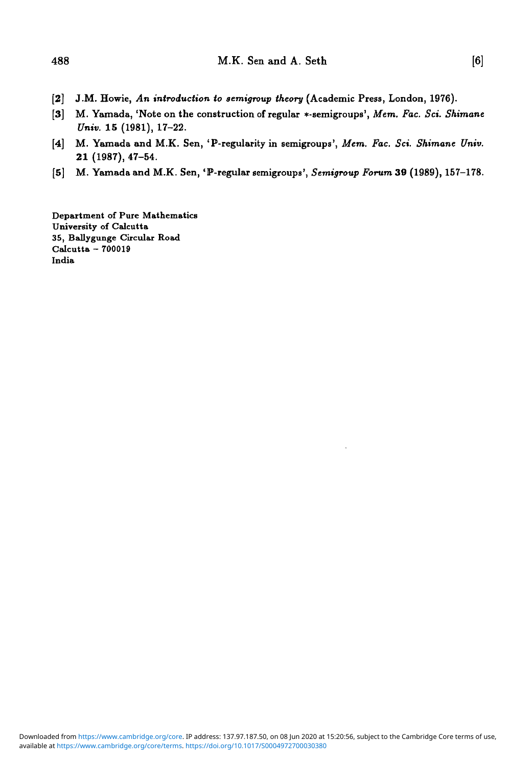[2] J.M. Howie, *An introduction to semigroup theory* (Academic Press, London, 1976).

[3] M. Yamada, 'Note on the construction of regular $*$-semigroups', *Mem. Fac. Sci. Shimane Univ.* **15** (1981), 17–22.

[4] M. Yamada and M.K. Sen, '$\mathbb{P}$-regularity in semigroups', *Mem. Fac. Sci. Shimane Univ.* **21** (1987), 47–54.

[5] M. Yamada and M.K. Sen, '$\mathbb{P}$-regular semigroups', *Semigroup Forum* **39** (1989), 157–178.

Department of Pure Mathematics
University of Calcutta
35, Ballygunge Circular Road
Calcutta – 700019
India